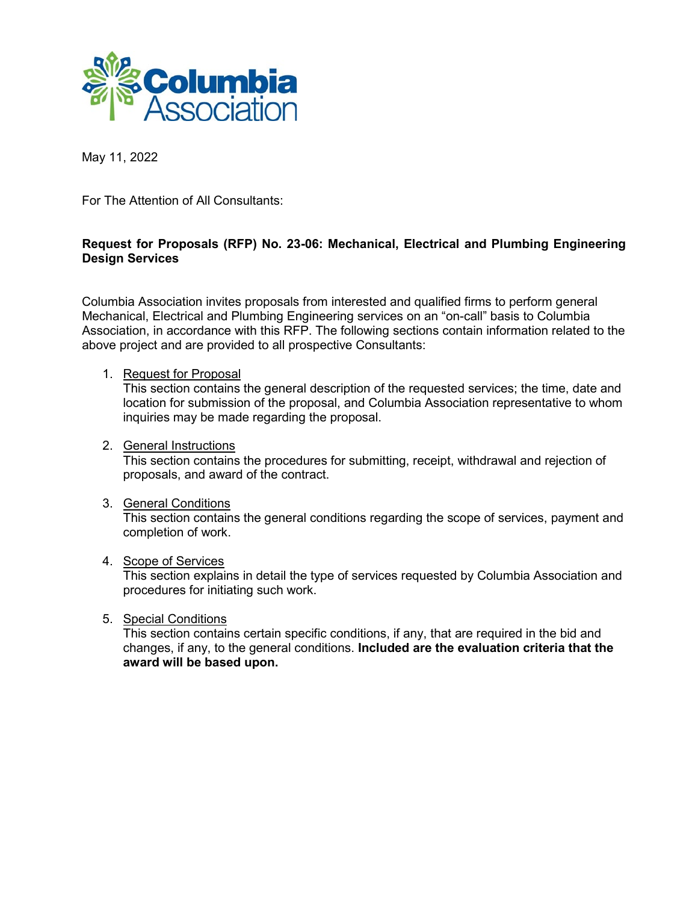Columbia Association

May 11, 2022

For The Attention of All Consultants:

**Request for Proposals (RFP) No. 23-06: Mechanical, Electrical and Plumbing Engineering Design Services**

Columbia Association invites proposals from interested and qualified firms to perform general Mechanical, Electrical and Plumbing Engineering services on an "on-call" basis to Columbia Association, in accordance with this RFP. The following sections contain information related to the above project and are provided to all prospective Consultants:

1. Request for Proposal
   This section contains the general description of the requested services; the time, date and location for submission of the proposal, and Columbia Association representative to whom inquiries may be made regarding the proposal.

2. General Instructions
   This section contains the procedures for submitting, receipt, withdrawal and rejection of proposals, and award of the contract.

3. General Conditions
   This section contains the general conditions regarding the scope of services, payment and completion of work.

4. Scope of Services
   This section explains in detail the type of services requested by Columbia Association and procedures for initiating such work.

5. Special Conditions
   This section contains certain specific conditions, if any, that are required in the bid and changes, if any, to the general conditions. **Included are the evaluation criteria that the award will be based upon.**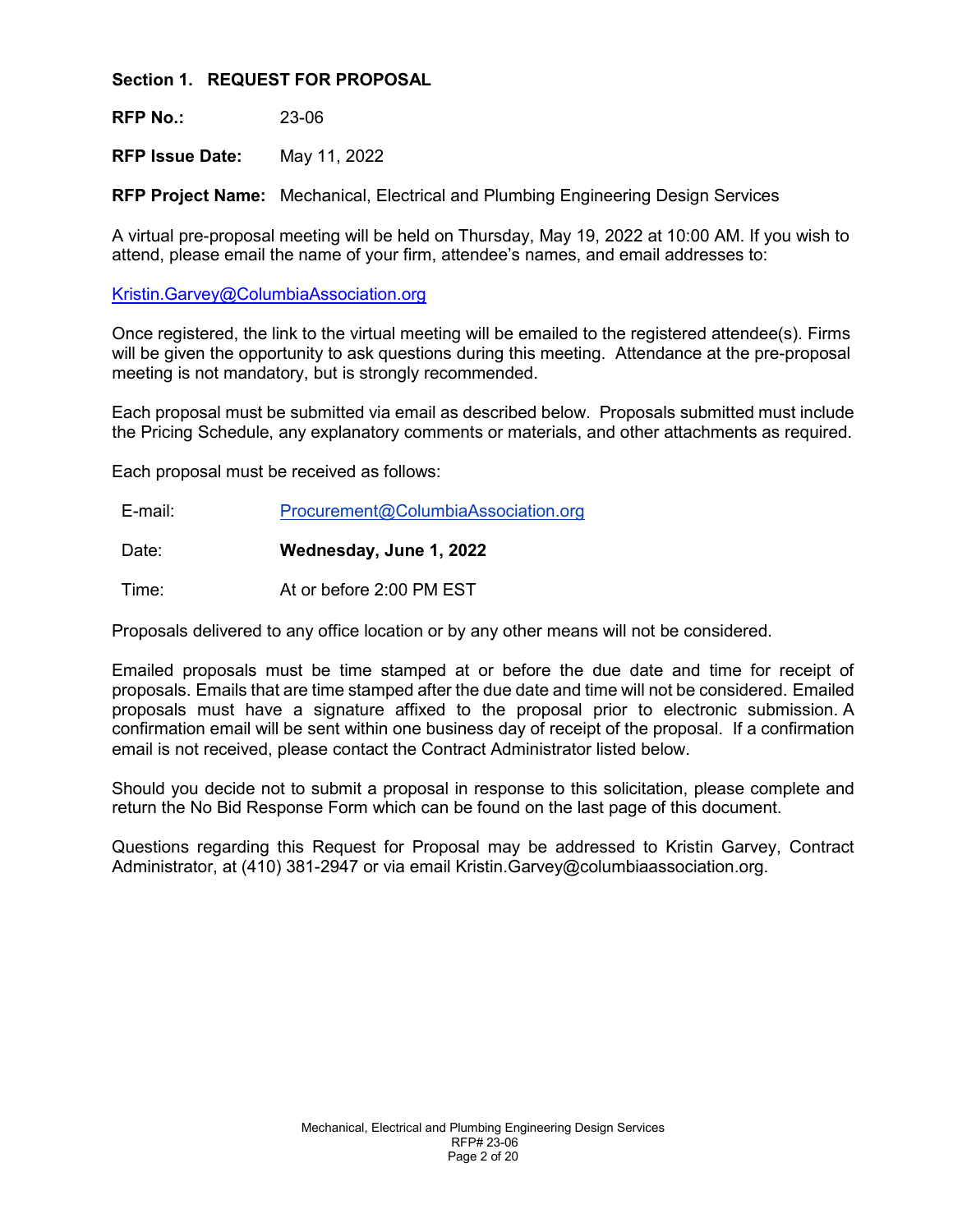## Section 1. REQUEST FOR PROPOSAL

**RFP No.:** 23-06

**RFP Issue Date:** May 11, 2022

**RFP Project Name:** Mechanical, Electrical and Plumbing Engineering Design Services

A virtual pre-proposal meeting will be held on Thursday, May 19, 2022 at 10:00 AM. If you wish to attend, please email the name of your firm, attendee's names, and email addresses to:

Kristin.Garvey@ColumbiaAssociation.org

Once registered, the link to the virtual meeting will be emailed to the registered attendee(s). Firms will be given the opportunity to ask questions during this meeting. Attendance at the pre-proposal meeting is not mandatory, but is strongly recommended.

Each proposal must be submitted via email as described below. Proposals submitted must include the Pricing Schedule, any explanatory comments or materials, and other attachments as required.

Each proposal must be received as follows:

E-mail: Procurement@ColumbiaAssociation.org

Date: **Wednesday, June 1, 2022**

Time: At or before 2:00 PM EST

Proposals delivered to any office location or by any other means will not be considered.

Emailed proposals must be time stamped at or before the due date and time for receipt of proposals. Emails that are time stamped after the due date and time will not be considered. Emailed proposals must have a signature affixed to the proposal prior to electronic submission. A confirmation email will be sent within one business day of receipt of the proposal. If a confirmation email is not received, please contact the Contract Administrator listed below.

Should you decide not to submit a proposal in response to this solicitation, please complete and return the No Bid Response Form which can be found on the last page of this document.

Questions regarding this Request for Proposal may be addressed to Kristin Garvey, Contract Administrator, at (410) 381-2947 or via email Kristin.Garvey@columbiaassociation.org.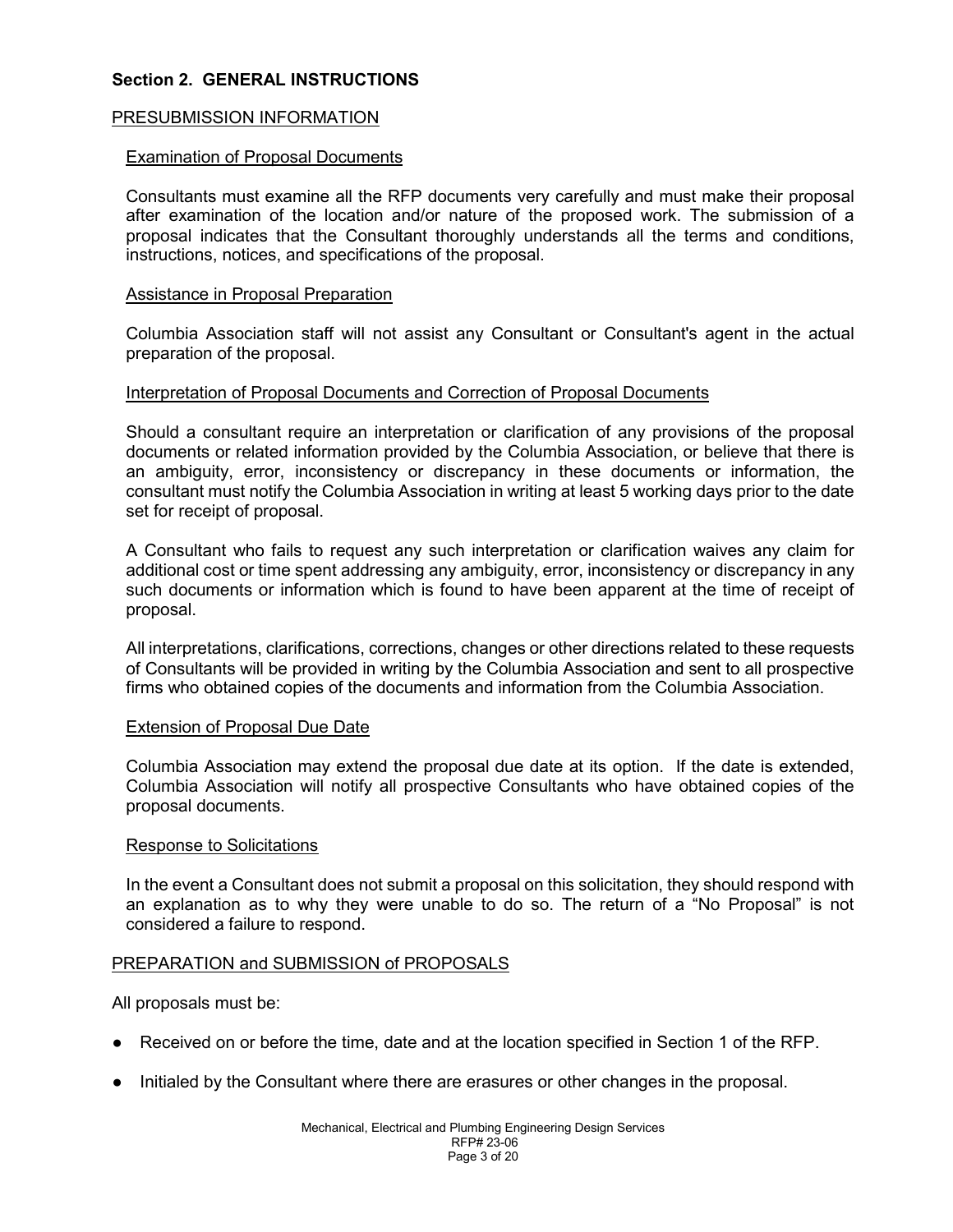## Section 2. GENERAL INSTRUCTIONS

### PRESUBMISSION INFORMATION

#### Examination of Proposal Documents

Consultants must examine all the RFP documents very carefully and must make their proposal after examination of the location and/or nature of the proposed work. The submission of a proposal indicates that the Consultant thoroughly understands all the terms and conditions, instructions, notices, and specifications of the proposal.

#### Assistance in Proposal Preparation

Columbia Association staff will not assist any Consultant or Consultant's agent in the actual preparation of the proposal.

#### Interpretation of Proposal Documents and Correction of Proposal Documents

Should a consultant require an interpretation or clarification of any provisions of the proposal documents or related information provided by the Columbia Association, or believe that there is an ambiguity, error, inconsistency or discrepancy in these documents or information, the consultant must notify the Columbia Association in writing at least 5 working days prior to the date set for receipt of proposal.

A Consultant who fails to request any such interpretation or clarification waives any claim for additional cost or time spent addressing any ambiguity, error, inconsistency or discrepancy in any such documents or information which is found to have been apparent at the time of receipt of proposal.

All interpretations, clarifications, corrections, changes or other directions related to these requests of Consultants will be provided in writing by the Columbia Association and sent to all prospective firms who obtained copies of the documents and information from the Columbia Association.

#### Extension of Proposal Due Date

Columbia Association may extend the proposal due date at its option. If the date is extended, Columbia Association will notify all prospective Consultants who have obtained copies of the proposal documents.

#### Response to Solicitations

In the event a Consultant does not submit a proposal on this solicitation, they should respond with an explanation as to why they were unable to do so. The return of a "No Proposal" is not considered a failure to respond.

### PREPARATION and SUBMISSION of PROPOSALS

All proposals must be:

- Received on or before the time, date and at the location specified in Section 1 of the RFP.
- Initialed by the Consultant where there are erasures or other changes in the proposal.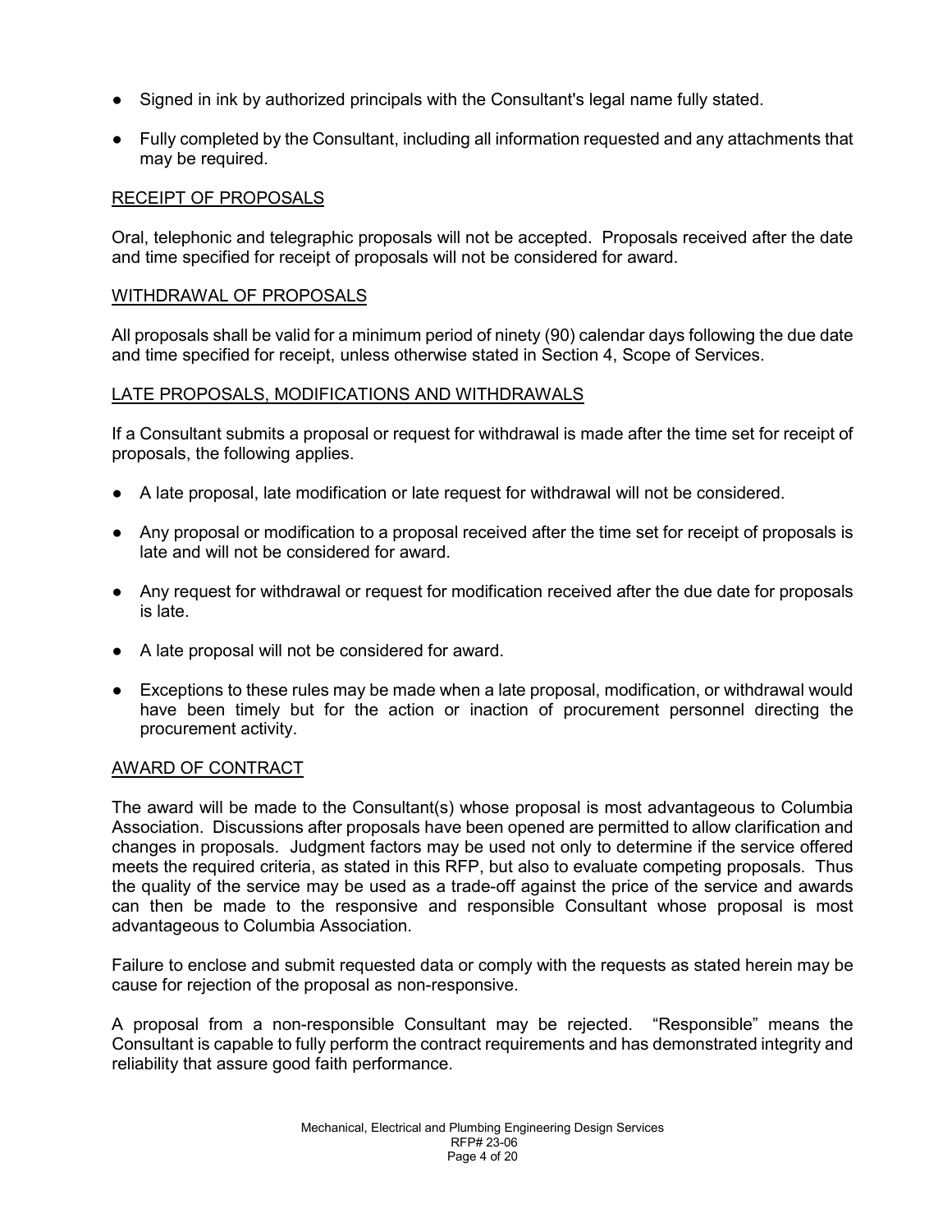- Signed in ink by authorized principals with the Consultant's legal name fully stated.
- Fully completed by the Consultant, including all information requested and any attachments that may be required.

## RECEIPT OF PROPOSALS

Oral, telephonic and telegraphic proposals will not be accepted. Proposals received after the date and time specified for receipt of proposals will not be considered for award.

## WITHDRAWAL OF PROPOSALS

All proposals shall be valid for a minimum period of ninety (90) calendar days following the due date and time specified for receipt, unless otherwise stated in Section 4, Scope of Services.

## LATE PROPOSALS, MODIFICATIONS AND WITHDRAWALS

If a Consultant submits a proposal or request for withdrawal is made after the time set for receipt of proposals, the following applies.

- A late proposal, late modification or late request for withdrawal will not be considered.
- Any proposal or modification to a proposal received after the time set for receipt of proposals is late and will not be considered for award.
- Any request for withdrawal or request for modification received after the due date for proposals is late.
- A late proposal will not be considered for award.
- Exceptions to these rules may be made when a late proposal, modification, or withdrawal would have been timely but for the action or inaction of procurement personnel directing the procurement activity.

## AWARD OF CONTRACT

The award will be made to the Consultant(s) whose proposal is most advantageous to Columbia Association. Discussions after proposals have been opened are permitted to allow clarification and changes in proposals. Judgment factors may be used not only to determine if the service offered meets the required criteria, as stated in this RFP, but also to evaluate competing proposals. Thus the quality of the service may be used as a trade-off against the price of the service and awards can then be made to the responsive and responsible Consultant whose proposal is most advantageous to Columbia Association.

Failure to enclose and submit requested data or comply with the requests as stated herein may be cause for rejection of the proposal as non-responsive.

A proposal from a non-responsible Consultant may be rejected. "Responsible" means the Consultant is capable to fully perform the contract requirements and has demonstrated integrity and reliability that assure good faith performance.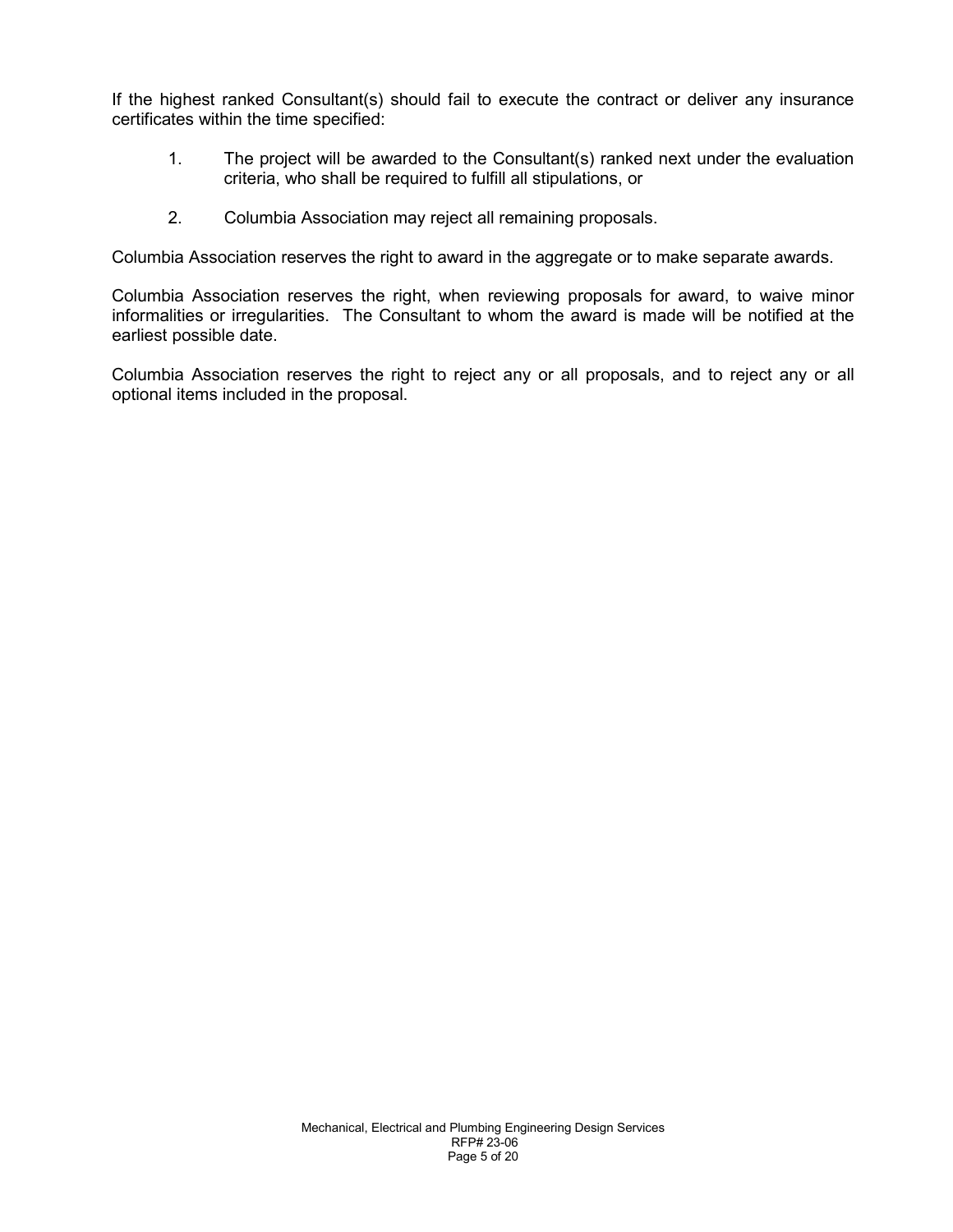If the highest ranked Consultant(s) should fail to execute the contract or deliver any insurance certificates within the time specified:

1. The project will be awarded to the Consultant(s) ranked next under the evaluation criteria, who shall be required to fulfill all stipulations, or

2. Columbia Association may reject all remaining proposals.

Columbia Association reserves the right to award in the aggregate or to make separate awards.

Columbia Association reserves the right, when reviewing proposals for award, to waive minor informalities or irregularities. The Consultant to whom the award is made will be notified at the earliest possible date.

Columbia Association reserves the right to reject any or all proposals, and to reject any or all optional items included in the proposal.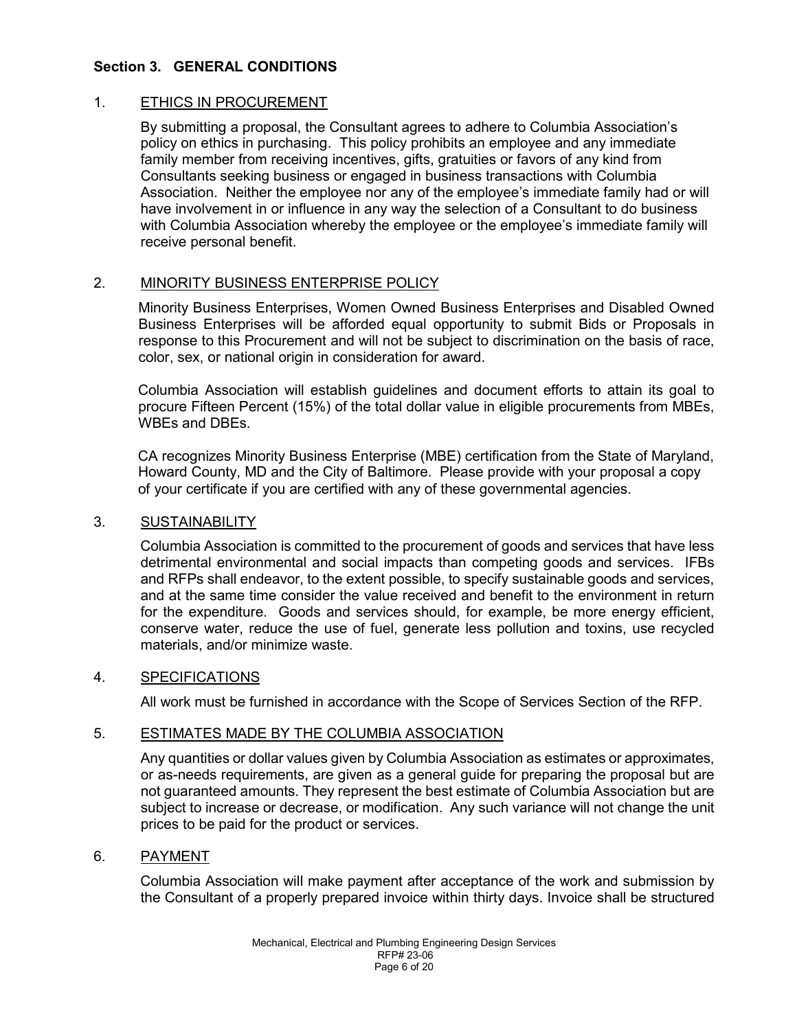## Section 3. GENERAL CONDITIONS

### 1. ETHICS IN PROCUREMENT

By submitting a proposal, the Consultant agrees to adhere to Columbia Association's policy on ethics in purchasing. This policy prohibits an employee and any immediate family member from receiving incentives, gifts, gratuities or favors of any kind from Consultants seeking business or engaged in business transactions with Columbia Association. Neither the employee nor any of the employee's immediate family had or will have involvement in or influence in any way the selection of a Consultant to do business with Columbia Association whereby the employee or the employee's immediate family will receive personal benefit.

### 2. MINORITY BUSINESS ENTERPRISE POLICY

Minority Business Enterprises, Women Owned Business Enterprises and Disabled Owned Business Enterprises will be afforded equal opportunity to submit Bids or Proposals in response to this Procurement and will not be subject to discrimination on the basis of race, color, sex, or national origin in consideration for award.

Columbia Association will establish guidelines and document efforts to attain its goal to procure Fifteen Percent (15%) of the total dollar value in eligible procurements from MBEs, WBEs and DBEs.

CA recognizes Minority Business Enterprise (MBE) certification from the State of Maryland, Howard County, MD and the City of Baltimore. Please provide with your proposal a copy of your certificate if you are certified with any of these governmental agencies.

### 3. SUSTAINABILITY

Columbia Association is committed to the procurement of goods and services that have less detrimental environmental and social impacts than competing goods and services. IFBs and RFPs shall endeavor, to the extent possible, to specify sustainable goods and services, and at the same time consider the value received and benefit to the environment in return for the expenditure. Goods and services should, for example, be more energy efficient, conserve water, reduce the use of fuel, generate less pollution and toxins, use recycled materials, and/or minimize waste.

### 4. SPECIFICATIONS

All work must be furnished in accordance with the Scope of Services Section of the RFP.

### 5. ESTIMATES MADE BY THE COLUMBIA ASSOCIATION

Any quantities or dollar values given by Columbia Association as estimates or approximates, or as-needs requirements, are given as a general guide for preparing the proposal but are not guaranteed amounts. They represent the best estimate of Columbia Association but are subject to increase or decrease, or modification. Any such variance will not change the unit prices to be paid for the product or services.

### 6. PAYMENT

Columbia Association will make payment after acceptance of the work and submission by the Consultant of a properly prepared invoice within thirty days. Invoice shall be structured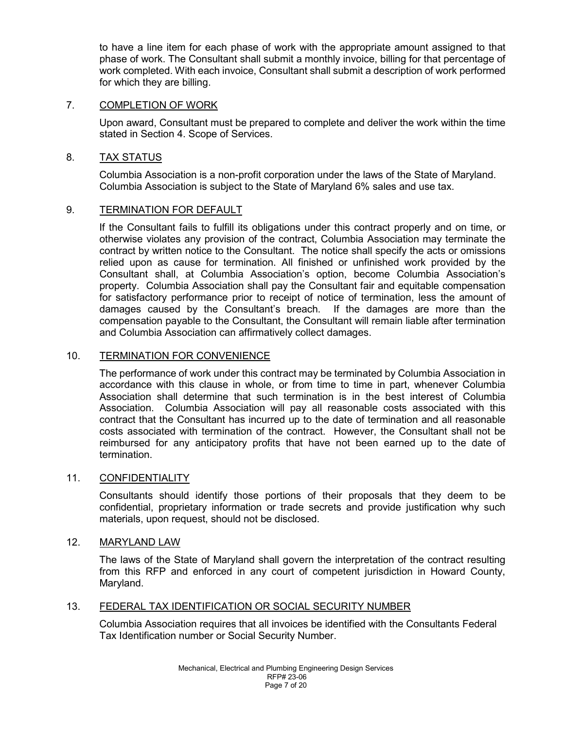to have a line item for each phase of work with the appropriate amount assigned to that phase of work. The Consultant shall submit a monthly invoice, billing for that percentage of work completed. With each invoice, Consultant shall submit a description of work performed for which they are billing.

## 7. COMPLETION OF WORK

Upon award, Consultant must be prepared to complete and deliver the work within the time stated in Section 4. Scope of Services.

## 8. TAX STATUS

Columbia Association is a non-profit corporation under the laws of the State of Maryland. Columbia Association is subject to the State of Maryland 6% sales and use tax.

## 9. TERMINATION FOR DEFAULT

If the Consultant fails to fulfill its obligations under this contract properly and on time, or otherwise violates any provision of the contract, Columbia Association may terminate the contract by written notice to the Consultant. The notice shall specify the acts or omissions relied upon as cause for termination. All finished or unfinished work provided by the Consultant shall, at Columbia Association's option, become Columbia Association's property. Columbia Association shall pay the Consultant fair and equitable compensation for satisfactory performance prior to receipt of notice of termination, less the amount of damages caused by the Consultant's breach. If the damages are more than the compensation payable to the Consultant, the Consultant will remain liable after termination and Columbia Association can affirmatively collect damages.

## 10. TERMINATION FOR CONVENIENCE

The performance of work under this contract may be terminated by Columbia Association in accordance with this clause in whole, or from time to time in part, whenever Columbia Association shall determine that such termination is in the best interest of Columbia Association. Columbia Association will pay all reasonable costs associated with this contract that the Consultant has incurred up to the date of termination and all reasonable costs associated with termination of the contract. However, the Consultant shall not be reimbursed for any anticipatory profits that have not been earned up to the date of termination.

## 11. CONFIDENTIALITY

Consultants should identify those portions of their proposals that they deem to be confidential, proprietary information or trade secrets and provide justification why such materials, upon request, should not be disclosed.

## 12. MARYLAND LAW

The laws of the State of Maryland shall govern the interpretation of the contract resulting from this RFP and enforced in any court of competent jurisdiction in Howard County, Maryland.

## 13. FEDERAL TAX IDENTIFICATION OR SOCIAL SECURITY NUMBER

Columbia Association requires that all invoices be identified with the Consultants Federal Tax Identification number or Social Security Number.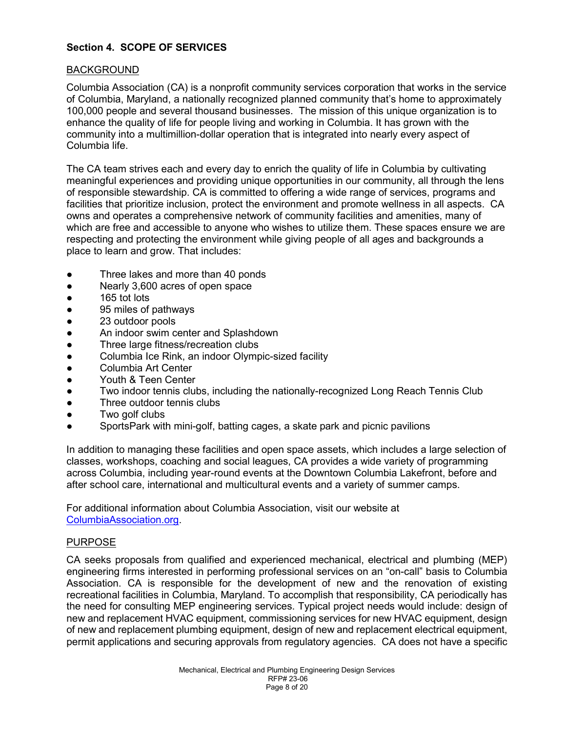## Section 4. SCOPE OF SERVICES

### BACKGROUND

Columbia Association (CA) is a nonprofit community services corporation that works in the service of Columbia, Maryland, a nationally recognized planned community that's home to approximately 100,000 people and several thousand businesses. The mission of this unique organization is to enhance the quality of life for people living and working in Columbia. It has grown with the community into a multimillion-dollar operation that is integrated into nearly every aspect of Columbia life.

The CA team strives each and every day to enrich the quality of life in Columbia by cultivating meaningful experiences and providing unique opportunities in our community, all through the lens of responsible stewardship. CA is committed to offering a wide range of services, programs and facilities that prioritize inclusion, protect the environment and promote wellness in all aspects. CA owns and operates a comprehensive network of community facilities and amenities, many of which are free and accessible to anyone who wishes to utilize them. These spaces ensure we are respecting and protecting the environment while giving people of all ages and backgrounds a place to learn and grow. That includes:

- Three lakes and more than 40 ponds
- Nearly 3,600 acres of open space
- 165 tot lots
- 95 miles of pathways
- 23 outdoor pools
- An indoor swim center and Splashdown
- Three large fitness/recreation clubs
- Columbia Ice Rink, an indoor Olympic-sized facility
- Columbia Art Center
- Youth & Teen Center
- Two indoor tennis clubs, including the nationally-recognized Long Reach Tennis Club
- Three outdoor tennis clubs
- Two golf clubs
- SportsPark with mini-golf, batting cages, a skate park and picnic pavilions

In addition to managing these facilities and open space assets, which includes a large selection of classes, workshops, coaching and social leagues, CA provides a wide variety of programming across Columbia, including year-round events at the Downtown Columbia Lakefront, before and after school care, international and multicultural events and a variety of summer camps.

For additional information about Columbia Association, visit our website at ColumbiaAssociation.org.

### PURPOSE

CA seeks proposals from qualified and experienced mechanical, electrical and plumbing (MEP) engineering firms interested in performing professional services on an "on-call" basis to Columbia Association. CA is responsible for the development of new and the renovation of existing recreational facilities in Columbia, Maryland. To accomplish that responsibility, CA periodically has the need for consulting MEP engineering services. Typical project needs would include: design of new and replacement HVAC equipment, commissioning services for new HVAC equipment, design of new and replacement plumbing equipment, design of new and replacement electrical equipment, permit applications and securing approvals from regulatory agencies. CA does not have a specific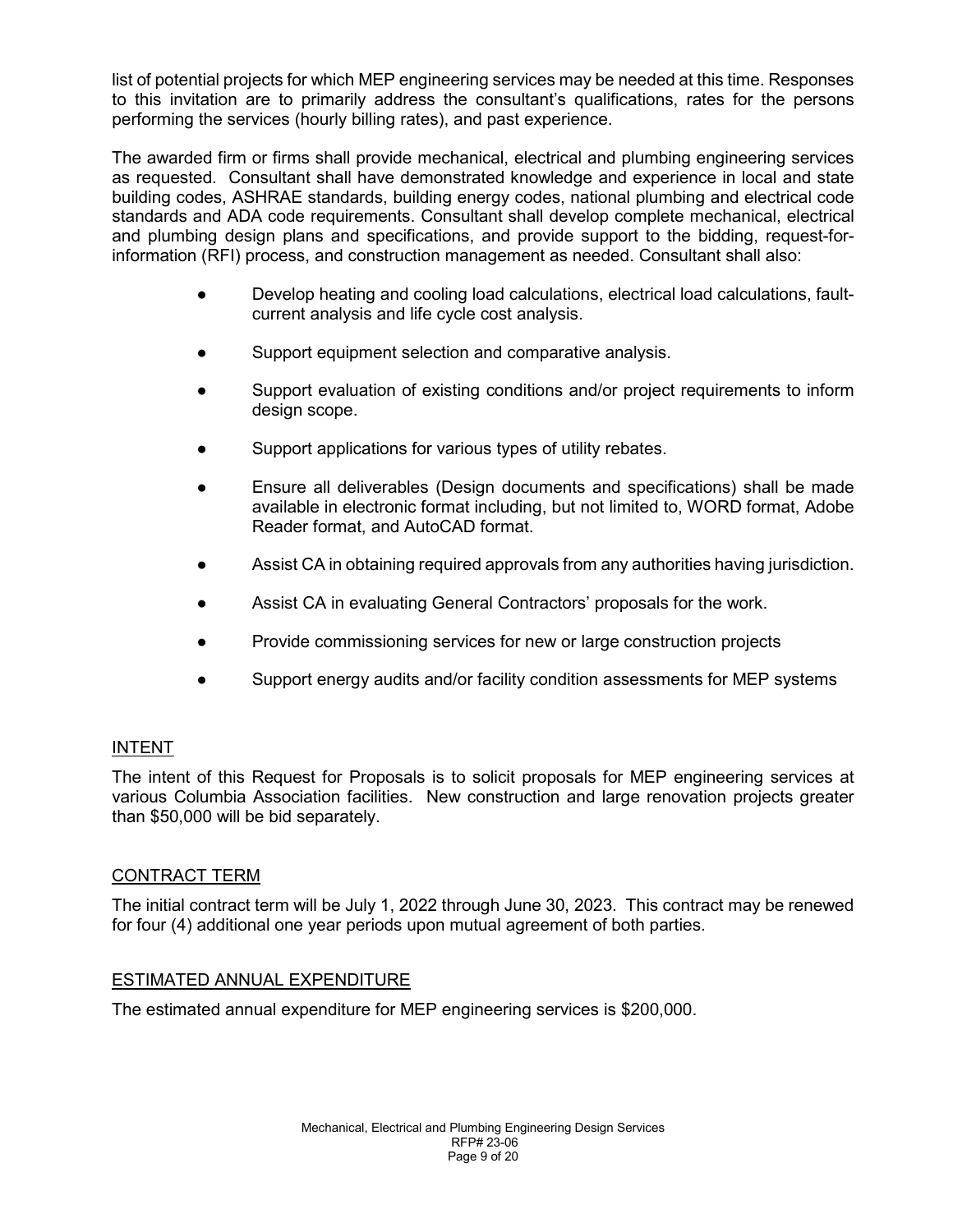list of potential projects for which MEP engineering services may be needed at this time. Responses to this invitation are to primarily address the consultant's qualifications, rates for the persons performing the services (hourly billing rates), and past experience.

The awarded firm or firms shall provide mechanical, electrical and plumbing engineering services as requested. Consultant shall have demonstrated knowledge and experience in local and state building codes, ASHRAE standards, building energy codes, national plumbing and electrical code standards and ADA code requirements. Consultant shall develop complete mechanical, electrical and plumbing design plans and specifications, and provide support to the bidding, request-for-information (RFI) process, and construction management as needed. Consultant shall also:

- Develop heating and cooling load calculations, electrical load calculations, fault-current analysis and life cycle cost analysis.
- Support equipment selection and comparative analysis.
- Support evaluation of existing conditions and/or project requirements to inform design scope.
- Support applications for various types of utility rebates.
- Ensure all deliverables (Design documents and specifications) shall be made available in electronic format including, but not limited to, WORD format, Adobe Reader format, and AutoCAD format.
- Assist CA in obtaining required approvals from any authorities having jurisdiction.
- Assist CA in evaluating General Contractors' proposals for the work.
- Provide commissioning services for new or large construction projects
- Support energy audits and/or facility condition assessments for MEP systems

## INTENT

The intent of this Request for Proposals is to solicit proposals for MEP engineering services at various Columbia Association facilities. New construction and large renovation projects greater than $50,000 will be bid separately.

## CONTRACT TERM

The initial contract term will be July 1, 2022 through June 30, 2023. This contract may be renewed for four (4) additional one year periods upon mutual agreement of both parties.

## ESTIMATED ANNUAL EXPENDITURE

The estimated annual expenditure for MEP engineering services is $200,000.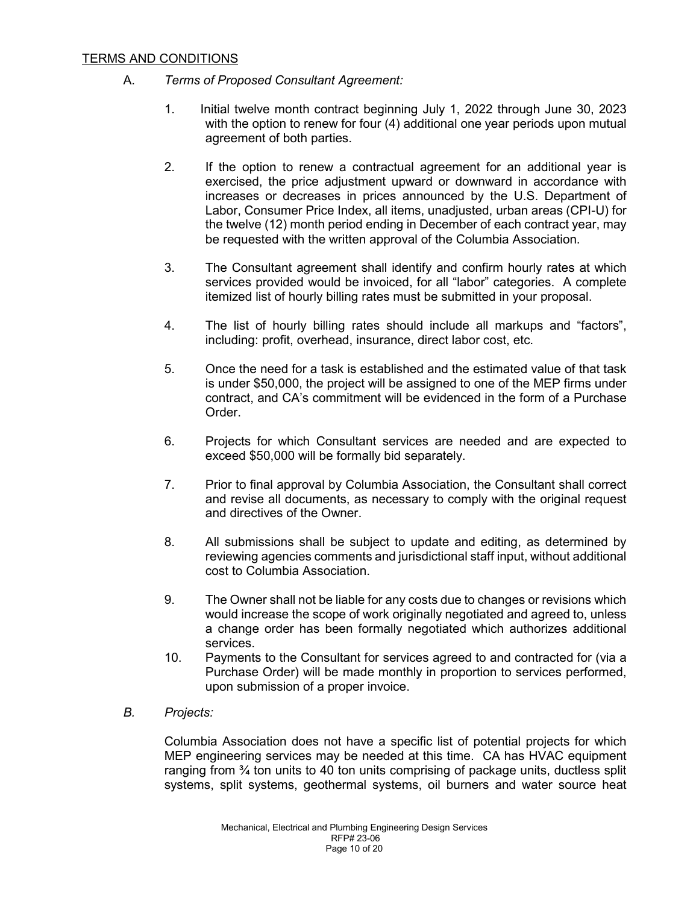<u>TERMS AND CONDITIONS</u>

A. *Terms of Proposed Consultant Agreement:*

1. Initial twelve month contract beginning July 1, 2022 through June 30, 2023 with the option to renew for four (4) additional one year periods upon mutual agreement of both parties.

2. If the option to renew a contractual agreement for an additional year is exercised, the price adjustment upward or downward in accordance with increases or decreases in prices announced by the U.S. Department of Labor, Consumer Price Index, all items, unadjusted, urban areas (CPI-U) for the twelve (12) month period ending in December of each contract year, may be requested with the written approval of the Columbia Association.

3. The Consultant agreement shall identify and confirm hourly rates at which services provided would be invoiced, for all "labor" categories. A complete itemized list of hourly billing rates must be submitted in your proposal.

4. The list of hourly billing rates should include all markups and "factors", including: profit, overhead, insurance, direct labor cost, etc.

5. Once the need for a task is established and the estimated value of that task is under $50,000, the project will be assigned to one of the MEP firms under contract, and CA's commitment will be evidenced in the form of a Purchase Order.

6. Projects for which Consultant services are needed and are expected to exceed $50,000 will be formally bid separately.

7. Prior to final approval by Columbia Association, the Consultant shall correct and revise all documents, as necessary to comply with the original request and directives of the Owner.

8. All submissions shall be subject to update and editing, as determined by reviewing agencies comments and jurisdictional staff input, without additional cost to Columbia Association.

9. The Owner shall not be liable for any costs due to changes or revisions which would increase the scope of work originally negotiated and agreed to, unless a change order has been formally negotiated which authorizes additional services.

10. Payments to the Consultant for services agreed to and contracted for (via a Purchase Order) will be made monthly in proportion to services performed, upon submission of a proper invoice.

*B. Projects:*

Columbia Association does not have a specific list of potential projects for which MEP engineering services may be needed at this time. CA has HVAC equipment ranging from ¾ ton units to 40 ton units comprising of package units, ductless split systems, split systems, geothermal systems, oil burners and water source heat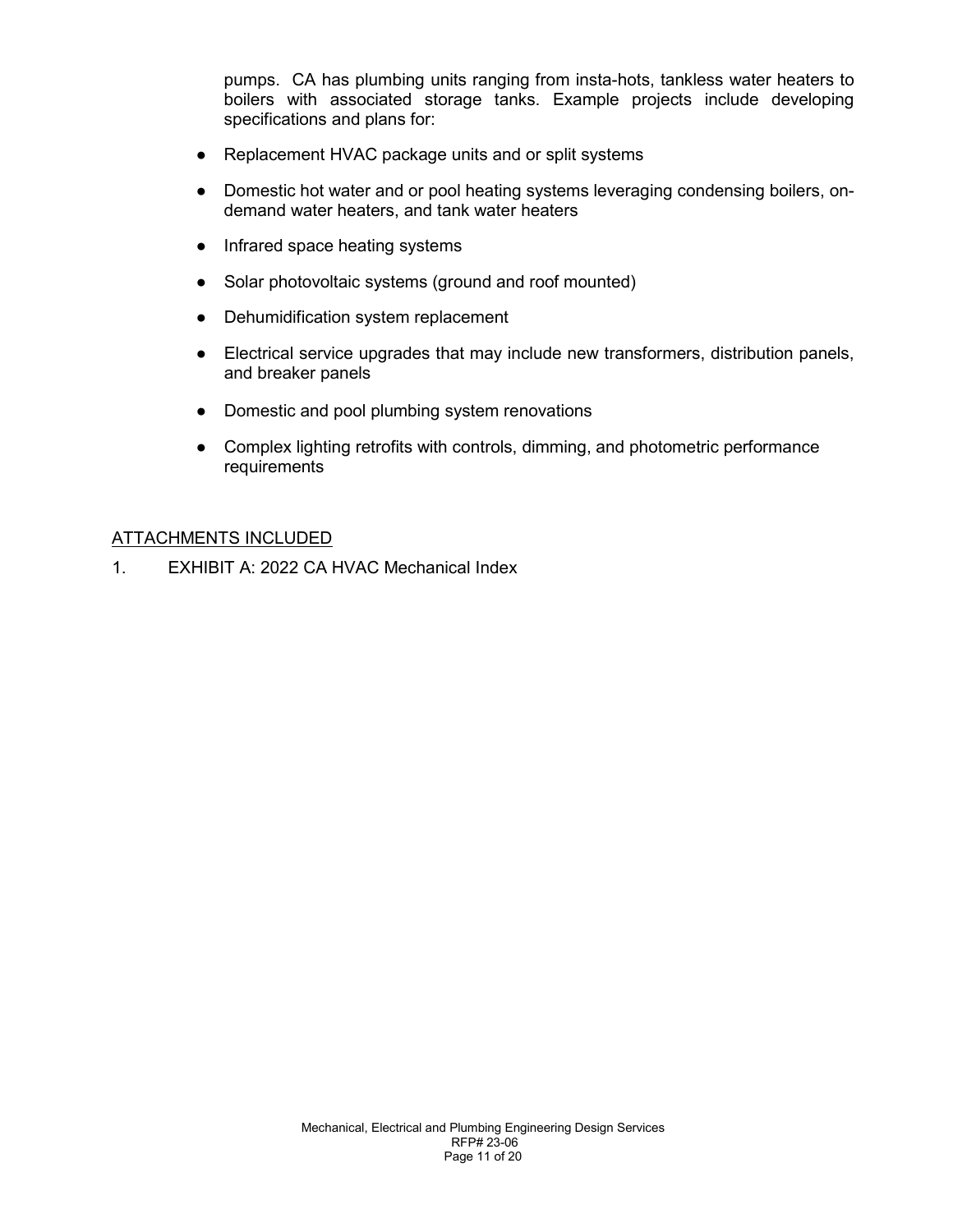pumps. CA has plumbing units ranging from insta-hots, tankless water heaters to boilers with associated storage tanks. Example projects include developing specifications and plans for:

- Replacement HVAC package units and or split systems
- Domestic hot water and or pool heating systems leveraging condensing boilers, on-demand water heaters, and tank water heaters
- Infrared space heating systems
- Solar photovoltaic systems (ground and roof mounted)
- Dehumidification system replacement
- Electrical service upgrades that may include new transformers, distribution panels, and breaker panels
- Domestic and pool plumbing system renovations
- Complex lighting retrofits with controls, dimming, and photometric performance requirements

<u>ATTACHMENTS INCLUDED</u>

1. EXHIBIT A: 2022 CA HVAC Mechanical Index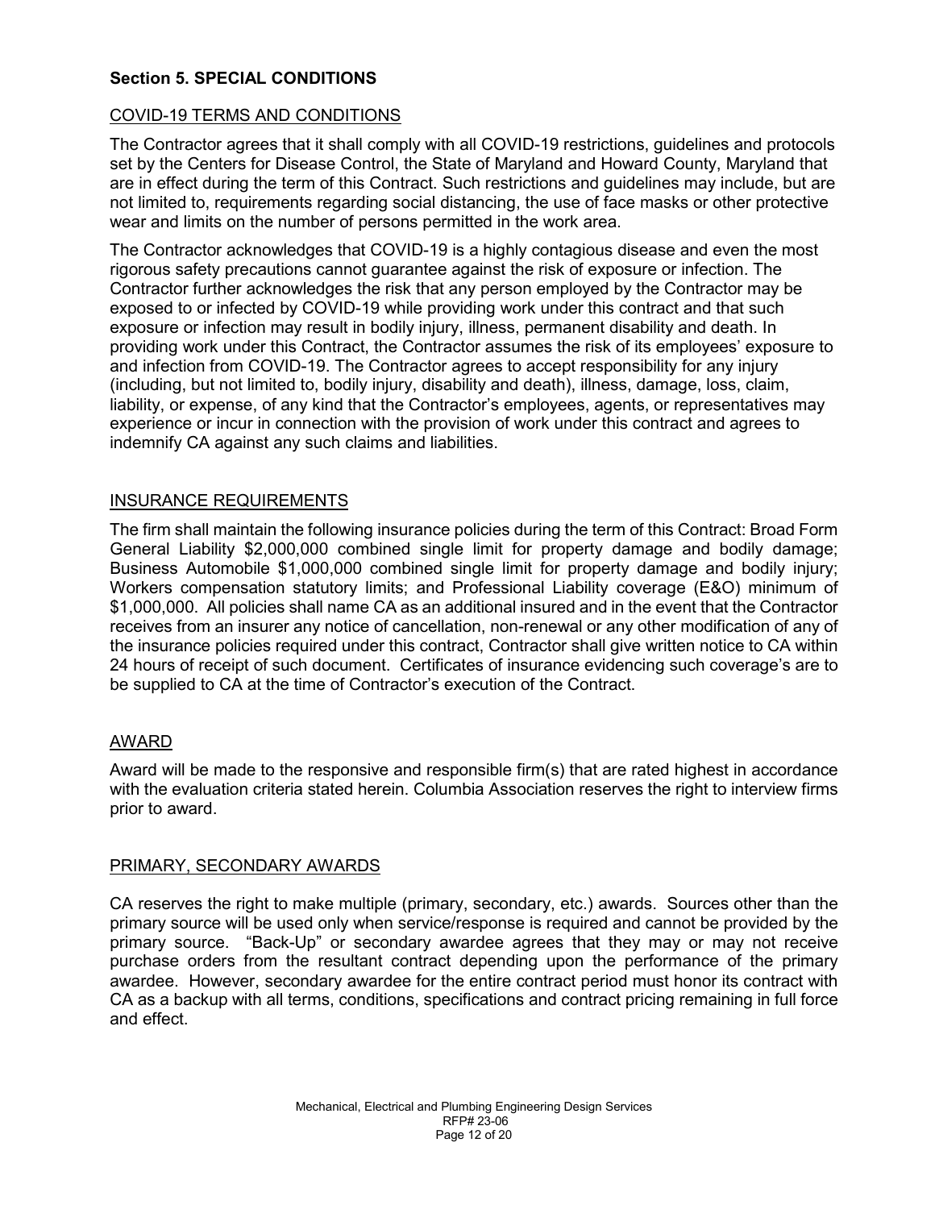## Section 5. SPECIAL CONDITIONS

### COVID-19 TERMS AND CONDITIONS

The Contractor agrees that it shall comply with all COVID-19 restrictions, guidelines and protocols set by the Centers for Disease Control, the State of Maryland and Howard County, Maryland that are in effect during the term of this Contract. Such restrictions and guidelines may include, but are not limited to, requirements regarding social distancing, the use of face masks or other protective wear and limits on the number of persons permitted in the work area.

The Contractor acknowledges that COVID-19 is a highly contagious disease and even the most rigorous safety precautions cannot guarantee against the risk of exposure or infection. The Contractor further acknowledges the risk that any person employed by the Contractor may be exposed to or infected by COVID-19 while providing work under this contract and that such exposure or infection may result in bodily injury, illness, permanent disability and death. In providing work under this Contract, the Contractor assumes the risk of its employees' exposure to and infection from COVID-19. The Contractor agrees to accept responsibility for any injury (including, but not limited to, bodily injury, disability and death), illness, damage, loss, claim, liability, or expense, of any kind that the Contractor's employees, agents, or representatives may experience or incur in connection with the provision of work under this contract and agrees to indemnify CA against any such claims and liabilities.

### INSURANCE REQUIREMENTS

The firm shall maintain the following insurance policies during the term of this Contract: Broad Form General Liability $2,000,000 combined single limit for property damage and bodily damage; Business Automobile $1,000,000 combined single limit for property damage and bodily injury; Workers compensation statutory limits; and Professional Liability coverage (E&O) minimum of $1,000,000. All policies shall name CA as an additional insured and in the event that the Contractor receives from an insurer any notice of cancellation, non-renewal or any other modification of any of the insurance policies required under this contract, Contractor shall give written notice to CA within 24 hours of receipt of such document. Certificates of insurance evidencing such coverage's are to be supplied to CA at the time of Contractor's execution of the Contract.

### AWARD

Award will be made to the responsive and responsible firm(s) that are rated highest in accordance with the evaluation criteria stated herein. Columbia Association reserves the right to interview firms prior to award.

### PRIMARY, SECONDARY AWARDS

CA reserves the right to make multiple (primary, secondary, etc.) awards. Sources other than the primary source will be used only when service/response is required and cannot be provided by the primary source. "Back-Up" or secondary awardee agrees that they may or may not receive purchase orders from the resultant contract depending upon the performance of the primary awardee. However, secondary awardee for the entire contract period must honor its contract with CA as a backup with all terms, conditions, specifications and contract pricing remaining in full force and effect.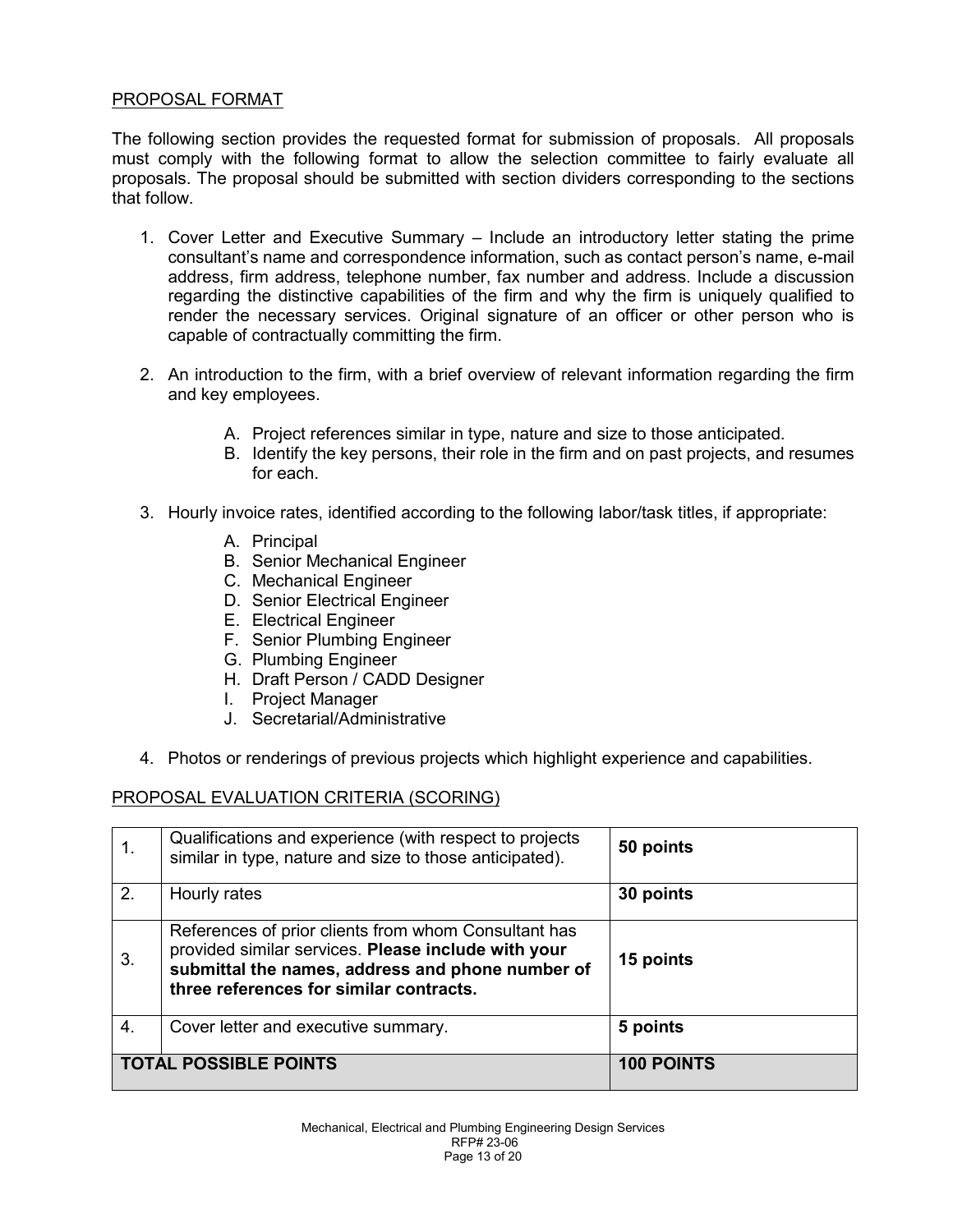## PROPOSAL FORMAT

The following section provides the requested format for submission of proposals. All proposals must comply with the following format to allow the selection committee to fairly evaluate all proposals. The proposal should be submitted with section dividers corresponding to the sections that follow.

1. Cover Letter and Executive Summary – Include an introductory letter stating the prime consultant's name and correspondence information, such as contact person's name, e-mail address, firm address, telephone number, fax number and address. Include a discussion regarding the distinctive capabilities of the firm and why the firm is uniquely qualified to render the necessary services. Original signature of an officer or other person who is capable of contractually committing the firm.

2. An introduction to the firm, with a brief overview of relevant information regarding the firm and key employees.

   A. Project references similar in type, nature and size to those anticipated.
   B. Identify the key persons, their role in the firm and on past projects, and resumes for each.

3. Hourly invoice rates, identified according to the following labor/task titles, if appropriate:

   A. Principal
   B. Senior Mechanical Engineer
   C. Mechanical Engineer
   D. Senior Electrical Engineer
   E. Electrical Engineer
   F. Senior Plumbing Engineer
   G. Plumbing Engineer
   H. Draft Person / CADD Designer
   I. Project Manager
   J. Secretarial/Administrative

4. Photos or renderings of previous projects which highlight experience and capabilities.

## PROPOSAL EVALUATION CRITERIA (SCORING)

| | | |
|---|---|---|
| 1. | Qualifications and experience (with respect to projects similar in type, nature and size to those anticipated). | **50 points** |
| 2. | Hourly rates | **30 points** |
| 3. | References of prior clients from whom Consultant has provided similar services. **Please include with your submittal the names, address and phone number of three references for similar contracts.** | **15 points** |
| 4. | Cover letter and executive summary. | **5 points** |
| **TOTAL POSSIBLE POINTS** | | **100 POINTS** |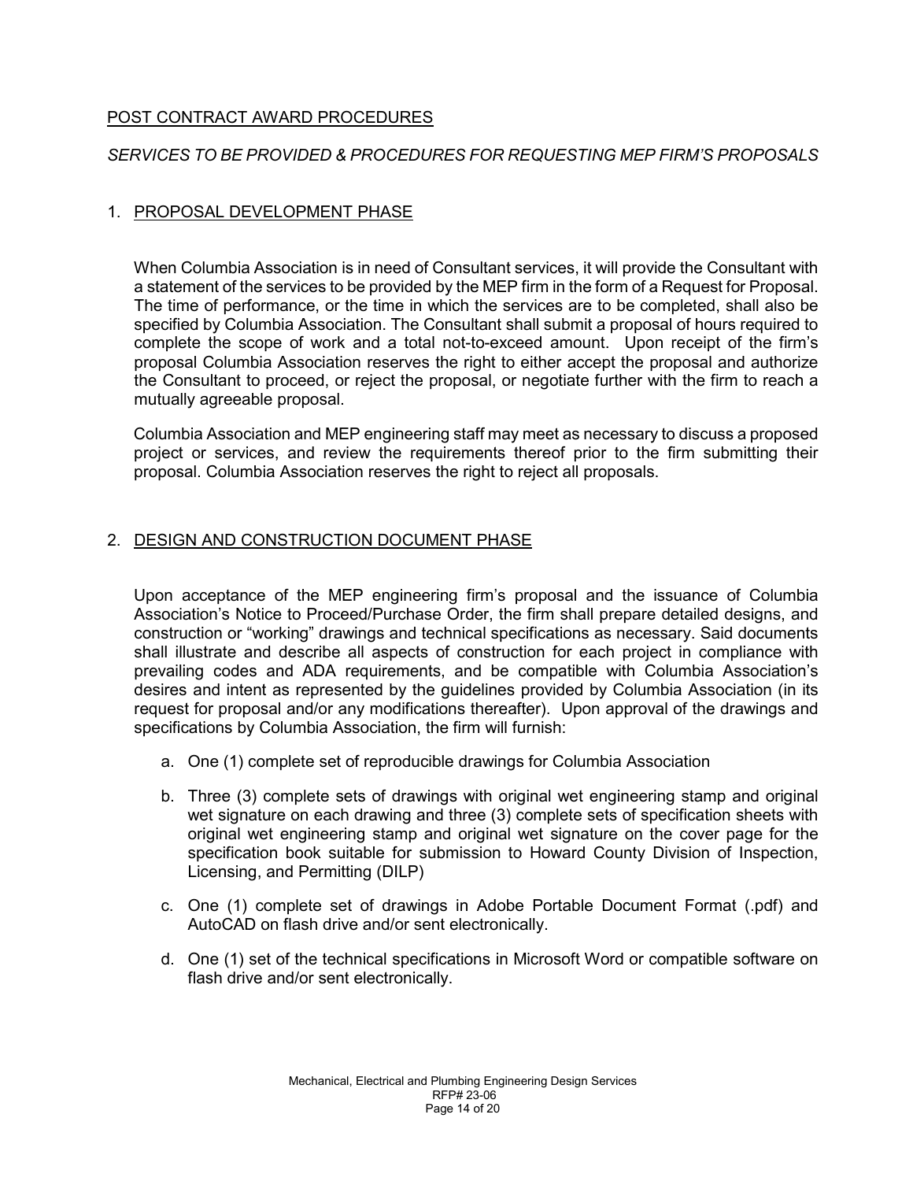## POST CONTRACT AWARD PROCEDURES

*SERVICES TO BE PROVIDED & PROCEDURES FOR REQUESTING MEP FIRM'S PROPOSALS*

### 1. PROPOSAL DEVELOPMENT PHASE

When Columbia Association is in need of Consultant services, it will provide the Consultant with a statement of the services to be provided by the MEP firm in the form of a Request for Proposal. The time of performance, or the time in which the services are to be completed, shall also be specified by Columbia Association. The Consultant shall submit a proposal of hours required to complete the scope of work and a total not-to-exceed amount. Upon receipt of the firm's proposal Columbia Association reserves the right to either accept the proposal and authorize the Consultant to proceed, or reject the proposal, or negotiate further with the firm to reach a mutually agreeable proposal.

Columbia Association and MEP engineering staff may meet as necessary to discuss a proposed project or services, and review the requirements thereof prior to the firm submitting their proposal. Columbia Association reserves the right to reject all proposals.

### 2. DESIGN AND CONSTRUCTION DOCUMENT PHASE

Upon acceptance of the MEP engineering firm's proposal and the issuance of Columbia Association's Notice to Proceed/Purchase Order, the firm shall prepare detailed designs, and construction or "working" drawings and technical specifications as necessary. Said documents shall illustrate and describe all aspects of construction for each project in compliance with prevailing codes and ADA requirements, and be compatible with Columbia Association's desires and intent as represented by the guidelines provided by Columbia Association (in its request for proposal and/or any modifications thereafter). Upon approval of the drawings and specifications by Columbia Association, the firm will furnish:

a. One (1) complete set of reproducible drawings for Columbia Association

b. Three (3) complete sets of drawings with original wet engineering stamp and original wet signature on each drawing and three (3) complete sets of specification sheets with original wet engineering stamp and original wet signature on the cover page for the specification book suitable for submission to Howard County Division of Inspection, Licensing, and Permitting (DILP)

c. One (1) complete set of drawings in Adobe Portable Document Format (.pdf) and AutoCAD on flash drive and/or sent electronically.

d. One (1) set of the technical specifications in Microsoft Word or compatible software on flash drive and/or sent electronically.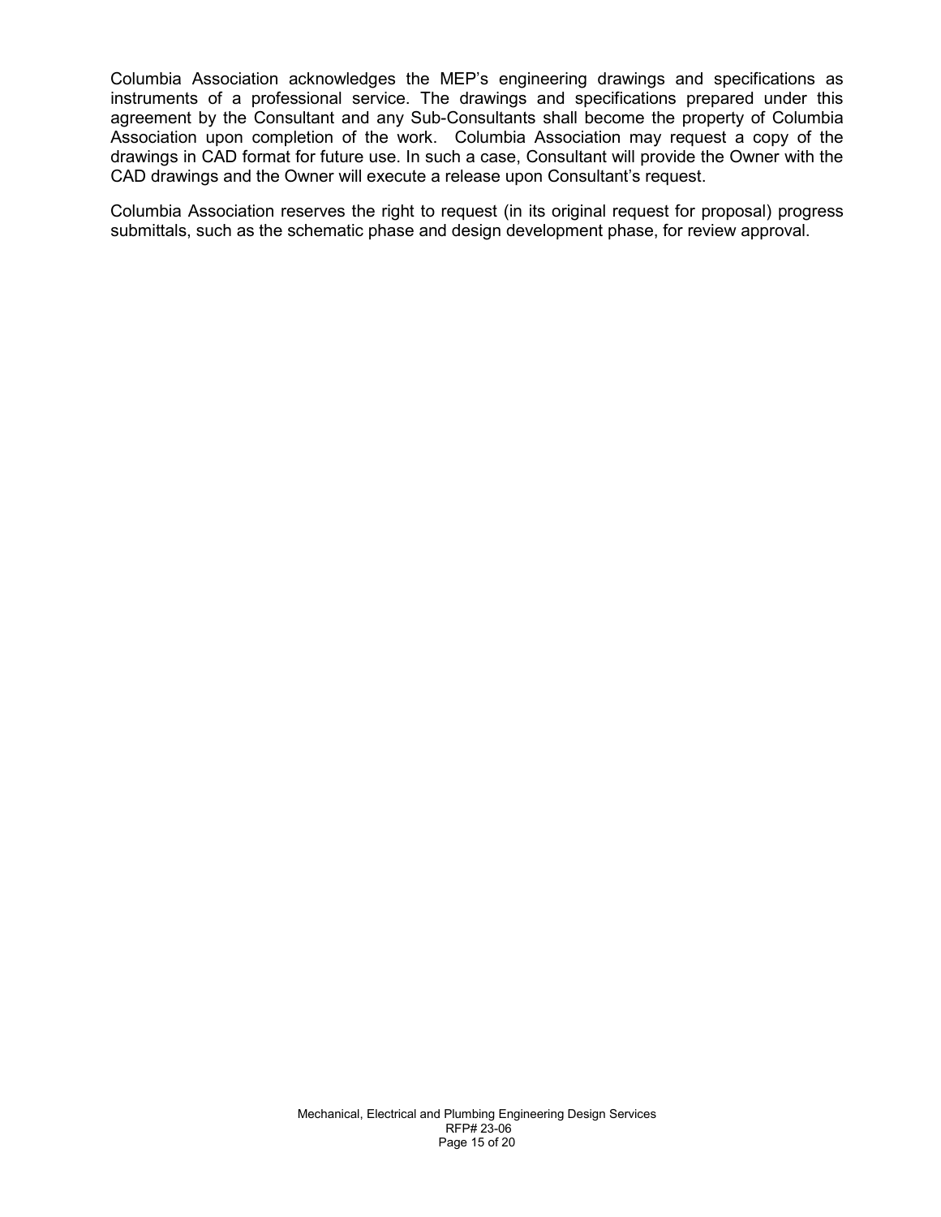Columbia Association acknowledges the MEP's engineering drawings and specifications as instruments of a professional service. The drawings and specifications prepared under this agreement by the Consultant and any Sub-Consultants shall become the property of Columbia Association upon completion of the work. Columbia Association may request a copy of the drawings in CAD format for future use. In such a case, Consultant will provide the Owner with the CAD drawings and the Owner will execute a release upon Consultant's request.

Columbia Association reserves the right to request (in its original request for proposal) progress submittals, such as the schematic phase and design development phase, for review approval.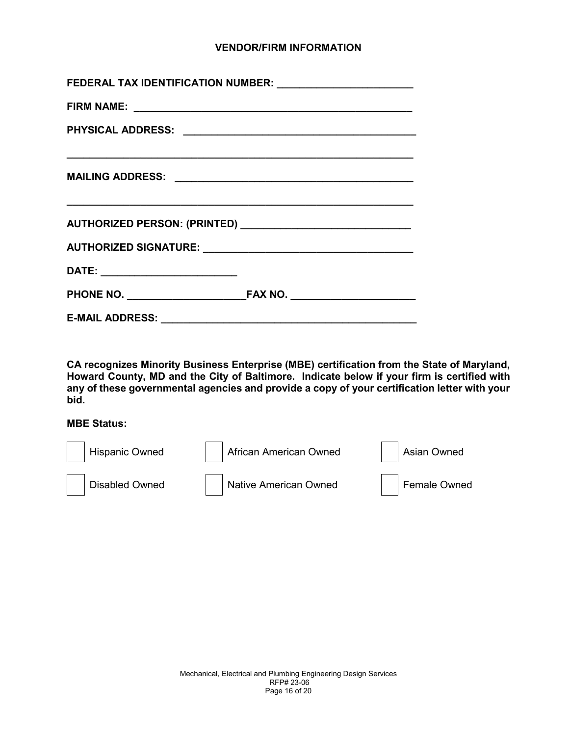## VENDOR/FIRM INFORMATION

**FEDERAL TAX IDENTIFICATION NUMBER:** _______________________

**FIRM NAME:** ___________________________________________________

**PHYSICAL ADDRESS:** ________________________________________

______________________________________________________________

**MAILING ADDRESS:** _________________________________________

______________________________________________________________

**AUTHORIZED PERSON: (PRINTED)** _____________________________

**AUTHORIZED SIGNATURE:** ____________________________________

**DATE:** _______________________

**PHONE NO.** ____________________ **FAX NO.** _____________________

**E-MAIL ADDRESS:** ___________________________________________

**CA recognizes Minority Business Enterprise (MBE) certification from the State of Maryland, Howard County, MD and the City of Baltimore. Indicate below if your firm is certified with any of these governmental agencies and provide a copy of your certification letter with your bid.**

**MBE Status:**

- [ ] Hispanic Owned
- [ ] African American Owned
- [ ] Asian Owned
- [ ] Disabled Owned
- [ ] Native American Owned
- [ ] Female Owned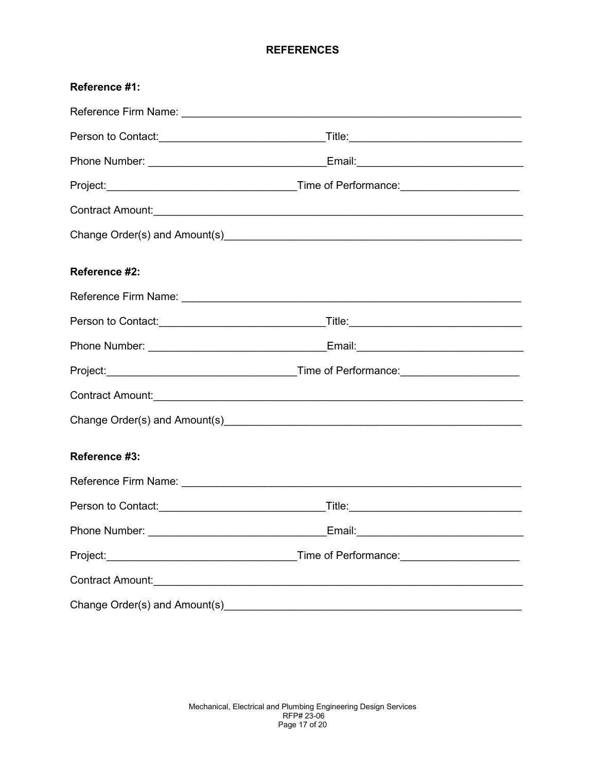# REFERENCES

**Reference #1:**

Reference Firm Name: ________________________________________________________

Person to Contact:___________________________Title:____________________________

Phone Number: ______________________________Email:___________________________

Project:_______________________________Time of Performance:___________________

Contract Amount:_______________________________________________________________

Change Order(s) and Amount(s)_________________________________________________

**Reference #2:**

Reference Firm Name: ________________________________________________________

Person to Contact:___________________________Title:____________________________

Phone Number: ______________________________Email:___________________________

Project:_______________________________Time of Performance:___________________

Contract Amount:_______________________________________________________________

Change Order(s) and Amount(s)_________________________________________________

**Reference #3:**

Reference Firm Name: ________________________________________________________

Person to Contact:___________________________Title:____________________________

Phone Number: ______________________________Email:___________________________

Project:_______________________________Time of Performance:___________________

Contract Amount:_______________________________________________________________

Change Order(s) and Amount(s)_________________________________________________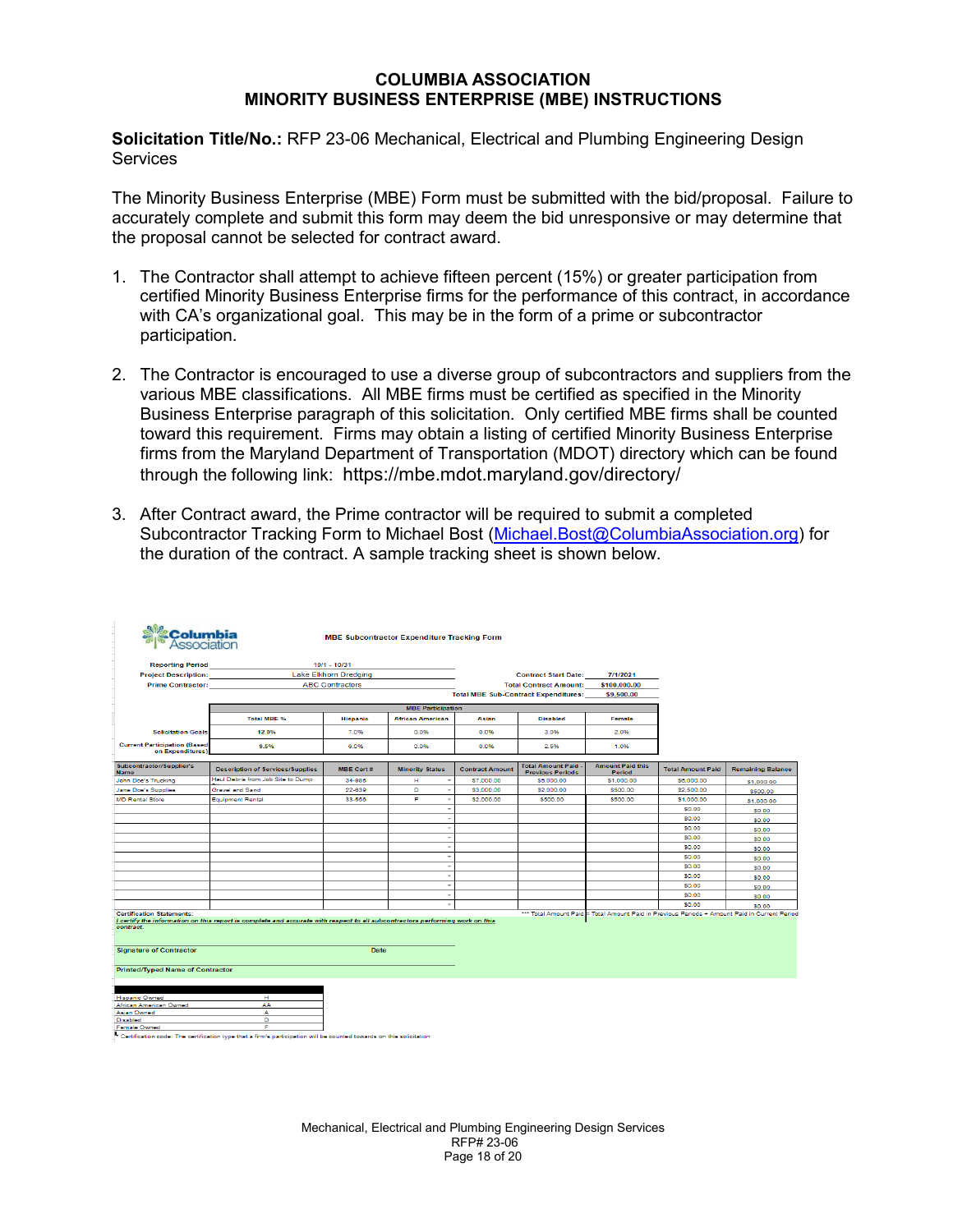# COLUMBIA ASSOCIATION
# MINORITY BUSINESS ENTERPRISE (MBE) INSTRUCTIONS

**Solicitation Title/No.:** RFP 23-06 Mechanical, Electrical and Plumbing Engineering Design Services

The Minority Business Enterprise (MBE) Form must be submitted with the bid/proposal. Failure to accurately complete and submit this form may deem the bid unresponsive or may determine that the proposal cannot be selected for contract award.

1. The Contractor shall attempt to achieve fifteen percent (15%) or greater participation from certified Minority Business Enterprise firms for the performance of this contract, in accordance with CA's organizational goal. This may be in the form of a prime or subcontractor participation.

2. The Contractor is encouraged to use a diverse group of subcontractors and suppliers from the various MBE classifications. All MBE firms must be certified as specified in the Minority Business Enterprise paragraph of this solicitation. Only certified MBE firms shall be counted toward this requirement. Firms may obtain a listing of certified Minority Business Enterprise firms from the Maryland Department of Transportation (MDOT) directory which can be found through the following link: https://mbe.mdot.maryland.gov/directory/

3. After Contract award, the Prime contractor will be required to submit a completed Subcontractor Tracking Form to Michael Bost (Michael.Bost@ColumbiaAssociation.org) for the duration of the contract. A sample tracking sheet is shown below.

**Columbia Association** — **MBE Subcontractor Expenditure Tracking Form**

Reporting Period: 10/1 - 10/31
Project Description: Lake Elkhorn Dredging
Prime Contractor: ABC Contractors

Contract Start Date: 7/1/2021
Total Contract Amount: $100,000.00
Total MBE Sub-Contract Expenditures: $9,500.00

| | MBE Participation | | | | | |
|---|---|---|---|---|---|---|
| | Total MBE % | Hispanic | African American | Asian | Disabled | Female |
| Solicitation Goals | 12.0% | 7.0% | 0.0% | 0.0% | 3.0% | 2.0% |
| Current Participation (Based on Expenditures) | 9.5% | 6.0% | 0.0% | 0.0% | 2.5% | 1.0% |

| Subcontractor/Supplier's Name | Description of Services/Supplies | MBE Cert # | Minority Status | Contract Amount | Total Amount Paid - Previous Periods | Amount Paid this Period | Total Amount Paid | Remaining Balance |
|---|---|---|---|---|---|---|---|---|
| John Doe's Trucking | Haul Debris from Job Site to Dump | 34-865 | H | $7,000.00 | $5,000.00 | $1,000.00 | $6,000.00 | $1,000.00 |
| Jane Doe's Supplies | Gravel and Sand | 22-639 | D | $3,000.00 | $2,000.00 | $500.00 | $2,500.00 | $500.00 |
| MD Rental Store | Equipment Rental | 33-666 | F | $2,000.00 | $500.00 | $500.00 | $1,000.00 | $1,000.00 |
| | | | | | | | $0.00 | $0.00 |
| | | | | | | | $0.00 | $0.00 |
| | | | | | | | $0.00 | $0.00 |
| | | | | | | | $0.00 | $0.00 |
| | | | | | | | $0.00 | $0.00 |
| | | | | | | | $0.00 | $0.00 |
| | | | | | | | $0.00 | $0.00 |
| | | | | | | | $0.00 | $0.00 |
| | | | | | | | $0.00 | $0.00 |
| | | | | | | | $0.00 | $0.00 |
| | | | | | | | $0.00 | $0.00 |

\*\*\* Total Amount Paid = Total Amount Paid in Previous Periods + Amount Paid in Current Period

Certification Statements:
*I certify the information on this report is complete and accurate with respect to all subcontractors performing work on this contract.*

Signature of Contractor &nbsp;&nbsp;&nbsp;&nbsp; Date

Printed/Typed Name of Contractor

| | |
|---|---|
| Hispanic Owned | H |
| African American Owned | AA |
| Asian Owned | A |
| Disabled | D |
| Female Owned | F |

Certification code: The certification type that a firm's participation will be counted towards on this solicitation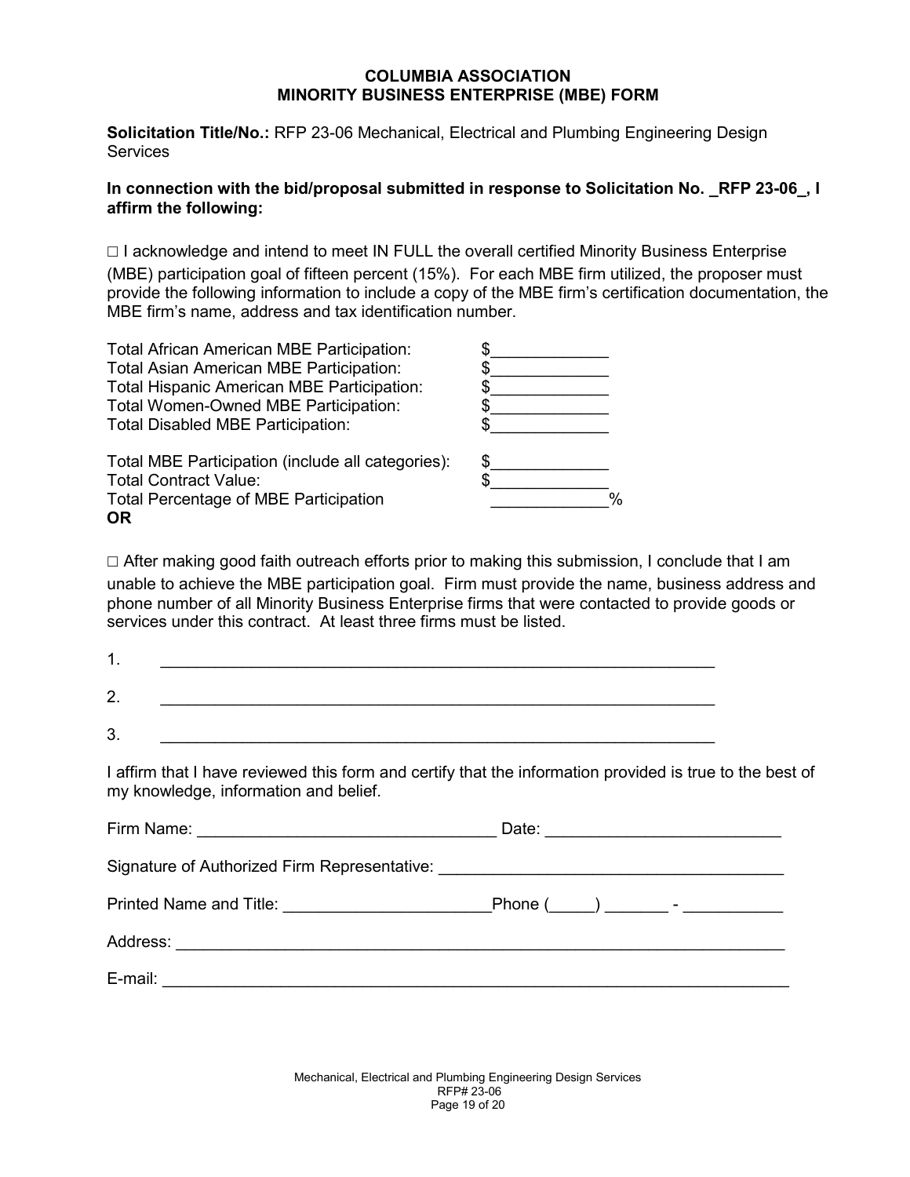# COLUMBIA ASSOCIATION
## MINORITY BUSINESS ENTERPRISE (MBE) FORM

**Solicitation Title/No.:** RFP 23-06 Mechanical, Electrical and Plumbing Engineering Design Services

**In connection with the bid/proposal submitted in response to Solicitation No. _RFP 23-06_, I affirm the following:**

□ I acknowledge and intend to meet IN FULL the overall certified Minority Business Enterprise (MBE) participation goal of fifteen percent (15%). For each MBE firm utilized, the proposer must provide the following information to include a copy of the MBE firm's certification documentation, the MBE firm's name, address and tax identification number.

| | |
|---|---|
| Total African American MBE Participation: | $_____________ |
| Total Asian American MBE Participation: | $_____________ |
| Total Hispanic American MBE Participation: | $_____________ |
| Total Women-Owned MBE Participation: | $_____________ |
| Total Disabled MBE Participation: | $_____________ |
| Total MBE Participation (include all categories): | $_____________ |
| Total Contract Value: | $_____________ |
| Total Percentage of MBE Participation | _____________% |

**OR**

□ After making good faith outreach efforts prior to making this submission, I conclude that I am unable to achieve the MBE participation goal. Firm must provide the name, business address and phone number of all Minority Business Enterprise firms that were contacted to provide goods or services under this contract. At least three firms must be listed.

1. ______________________________________________________________

2. ______________________________________________________________

3. ______________________________________________________________

I affirm that I have reviewed this form and certify that the information provided is true to the best of my knowledge, information and belief.

Firm Name: ________________________________ Date: _________________________

Signature of Authorized Firm Representative: _____________________________________

Printed Name and Title: ______________________Phone (_____) _______ - ___________

Address: _____________________________________________________________________

E-mail: ______________________________________________________________________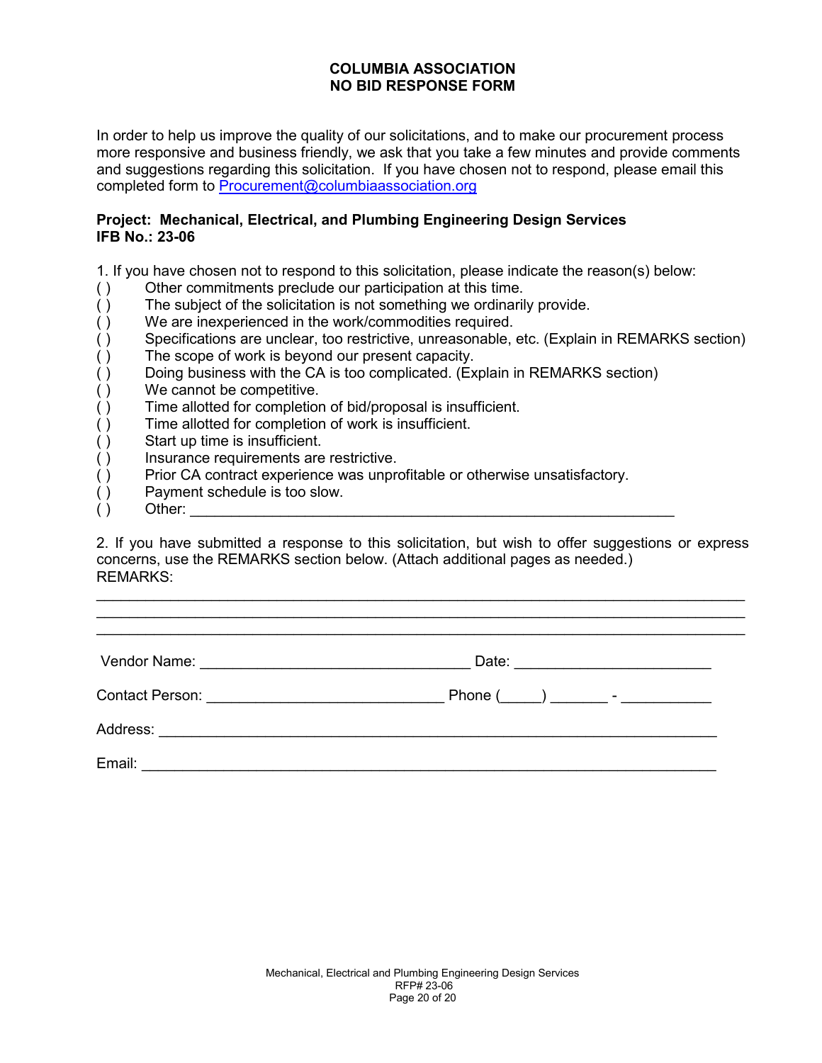# COLUMBIA ASSOCIATION
# NO BID RESPONSE FORM

In order to help us improve the quality of our solicitations, and to make our procurement process more responsive and business friendly, we ask that you take a few minutes and provide comments and suggestions regarding this solicitation. If you have chosen not to respond, please email this completed form to Procurement@columbiaassociation.org

**Project: Mechanical, Electrical, and Plumbing Engineering Design Services**
**IFB No.: 23-06**

1. If you have chosen not to respond to this solicitation, please indicate the reason(s) below:

( ) Other commitments preclude our participation at this time.
( ) The subject of the solicitation is not something we ordinarily provide.
( ) We are inexperienced in the work/commodities required.
( ) Specifications are unclear, too restrictive, unreasonable, etc. (Explain in REMARKS section)
( ) The scope of work is beyond our present capacity.
( ) Doing business with the CA is too complicated. (Explain in REMARKS section)
( ) We cannot be competitive.
( ) Time allotted for completion of bid/proposal is insufficient.
( ) Time allotted for completion of work is insufficient.
( ) Start up time is insufficient.
( ) Insurance requirements are restrictive.
( ) Prior CA contract experience was unprofitable or otherwise unsatisfactory.
( ) Payment schedule is too slow.
( ) Other: ____________________________________________________________

2. If you have submitted a response to this solicitation, but wish to offer suggestions or express concerns, use the REMARKS section below. (Attach additional pages as needed.)

REMARKS:
_________________________________________________________________________________
_________________________________________________________________________________
_________________________________________________________________________________

Vendor Name: _________________________________ Date: ________________________

Contact Person: ____________________________ Phone (_____) _______ - ___________

Address: ______________________________________________________________________

Email: ________________________________________________________________________